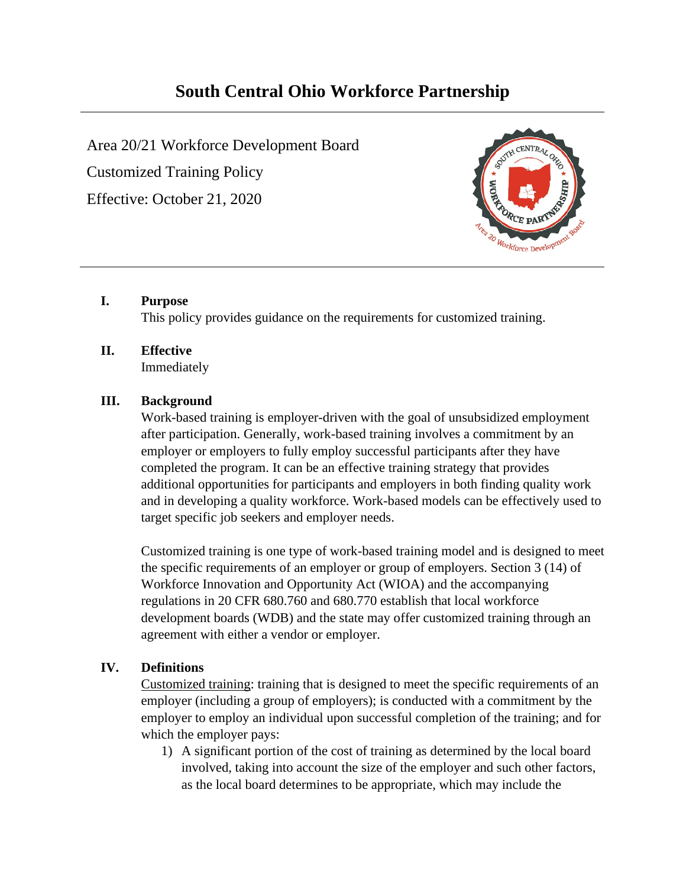# South Central Ohio Workforce Partnership

Area 20/21 Workforce Development Board

Customized Training Policy

Effective: October 21, 2020

## I. Purpose

This policy provides guidance on the requirements for customized training.

## II. Effective

Immediately

## III. Background

Work-based training is employer-driven with the goal of unsubsidized employment after participation. Generally, work-based training involves a commitment by an employer or employers to fully employ successful participants after they have completed the program. It can be an effective training strategy that provides additional opportunities for participants and employers in both finding quality work and in developing a quality workforce. Work-based models can be effectively used to target specific job seekers and employer needs.

Customized training is one type of work-based training model and is designed to meet the specific requirements of an employer or group of employers. Section 3 (14) of Workforce Innovation and Opportunity Act (WIOA) and the accompanying regulations in 20 CFR 680.760 and 680.770 establish that local workforce development boards (WDB) and the state may offer customized training through an agreement with either a vendor or employer.

## IV. Definitions

Customized training: training that is designed to meet the specific requirements of an employer (including a group of employers); is conducted with a commitment by the employer to employ an individual upon successful completion of the training; and for which the employer pays:

1) A significant portion of the cost of training as determined by the local board involved, taking into account the size of the employer and such other factors, as the local board determines to be appropriate, which may include the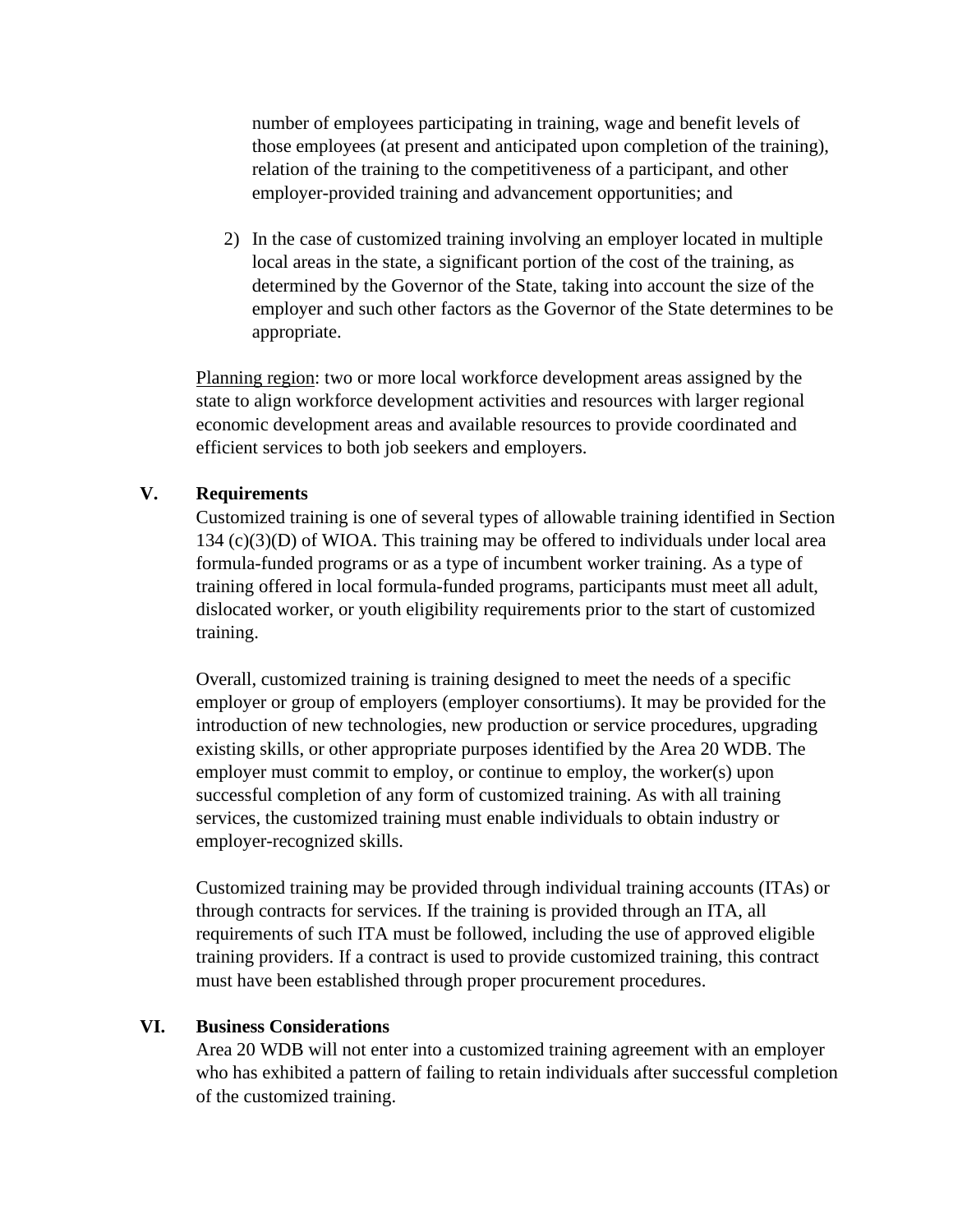number of employees participating in training, wage and benefit levels of those employees (at present and anticipated upon completion of the training), relation of the training to the competitiveness of a participant, and other employer-provided training and advancement opportunities; and

2) In the case of customized training involving an employer located in multiple local areas in the state, a significant portion of the cost of the training, as determined by the Governor of the State, taking into account the size of the employer and such other factors as the Governor of the State determines to be appropriate.

Planning region: two or more local workforce development areas assigned by the state to align workforce development activities and resources with larger regional economic development areas and available resources to provide coordinated and efficient services to both job seekers and employers.

## V. Requirements

Customized training is one of several types of allowable training identified in Section 134 (c)(3)(D) of WIOA. This training may be offered to individuals under local area formula-funded programs or as a type of incumbent worker training. As a type of training offered in local formula-funded programs, participants must meet all adult, dislocated worker, or youth eligibility requirements prior to the start of customized training.

Overall, customized training is training designed to meet the needs of a specific employer or group of employers (employer consortiums). It may be provided for the introduction of new technologies, new production or service procedures, upgrading existing skills, or other appropriate purposes identified by the Area 20 WDB. The employer must commit to employ, or continue to employ, the worker(s) upon successful completion of any form of customized training. As with all training services, the customized training must enable individuals to obtain industry or employer-recognized skills.

Customized training may be provided through individual training accounts (ITAs) or through contracts for services. If the training is provided through an ITA, all requirements of such ITA must be followed, including the use of approved eligible training providers. If a contract is used to provide customized training, this contract must have been established through proper procurement procedures.

## VI. Business Considerations

Area 20 WDB will not enter into a customized training agreement with an employer who has exhibited a pattern of failing to retain individuals after successful completion of the customized training.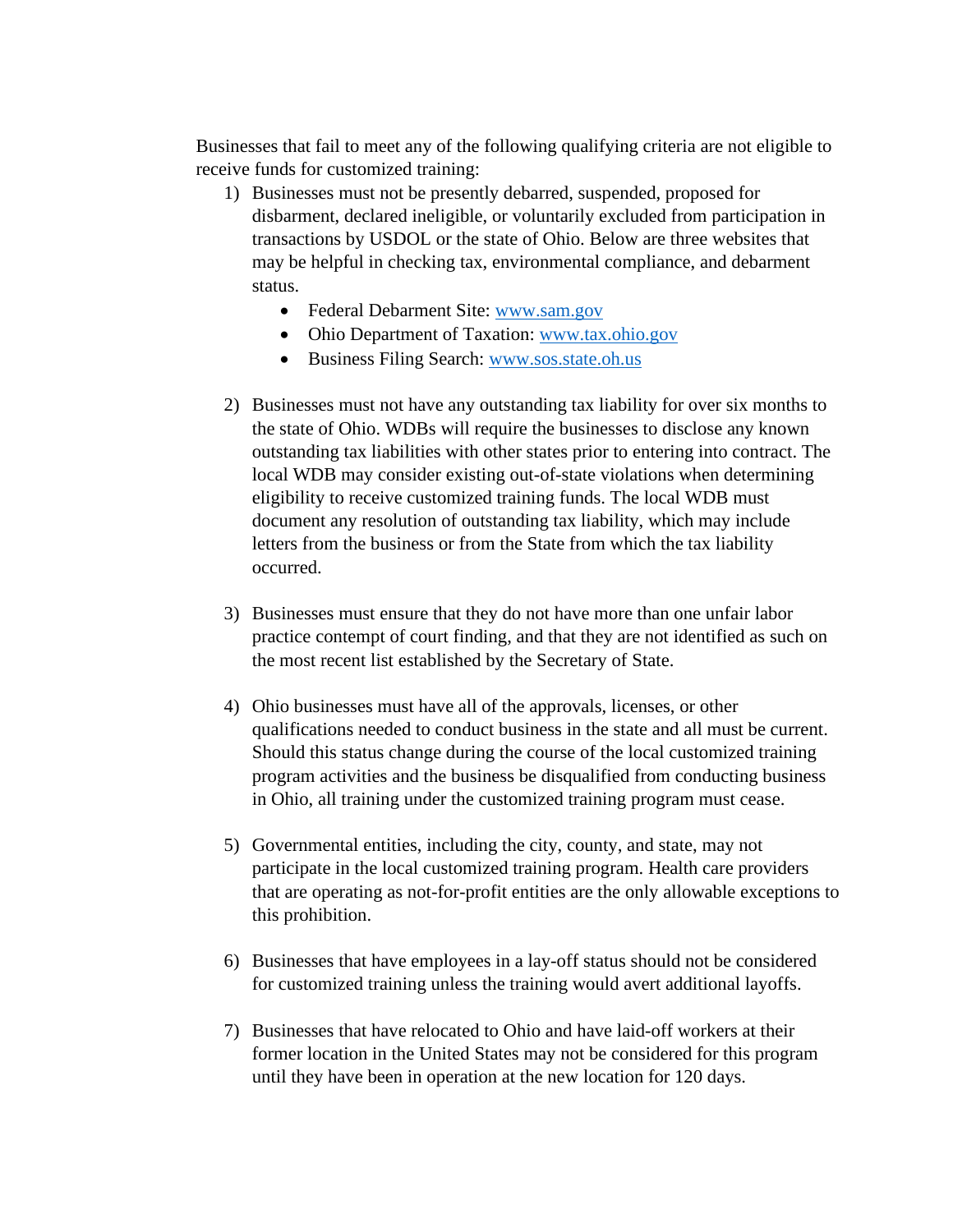Businesses that fail to meet any of the following qualifying criteria are not eligible to receive funds for customized training:

1) Businesses must not be presently debarred, suspended, proposed for disbarment, declared ineligible, or voluntarily excluded from participation in transactions by USDOL or the state of Ohio. Below are three websites that may be helpful in checking tax, environmental compliance, and debarment status.
   - Federal Debarment Site: [www.sam.gov](www.sam.gov)
   - Ohio Department of Taxation: [www.tax.ohio.gov](www.tax.ohio.gov)
   - Business Filing Search: [www.sos.state.oh.us](www.sos.state.oh.us)

2) Businesses must not have any outstanding tax liability for over six months to the state of Ohio. WDBs will require the businesses to disclose any known outstanding tax liabilities with other states prior to entering into contract. The local WDB may consider existing out-of-state violations when determining eligibility to receive customized training funds. The local WDB must document any resolution of outstanding tax liability, which may include letters from the business or from the State from which the tax liability occurred.

3) Businesses must ensure that they do not have more than one unfair labor practice contempt of court finding, and that they are not identified as such on the most recent list established by the Secretary of State.

4) Ohio businesses must have all of the approvals, licenses, or other qualifications needed to conduct business in the state and all must be current. Should this status change during the course of the local customized training program activities and the business be disqualified from conducting business in Ohio, all training under the customized training program must cease.

5) Governmental entities, including the city, county, and state, may not participate in the local customized training program. Health care providers that are operating as not-for-profit entities are the only allowable exceptions to this prohibition.

6) Businesses that have employees in a lay-off status should not be considered for customized training unless the training would avert additional layoffs.

7) Businesses that have relocated to Ohio and have laid-off workers at their former location in the United States may not be considered for this program until they have been in operation at the new location for 120 days.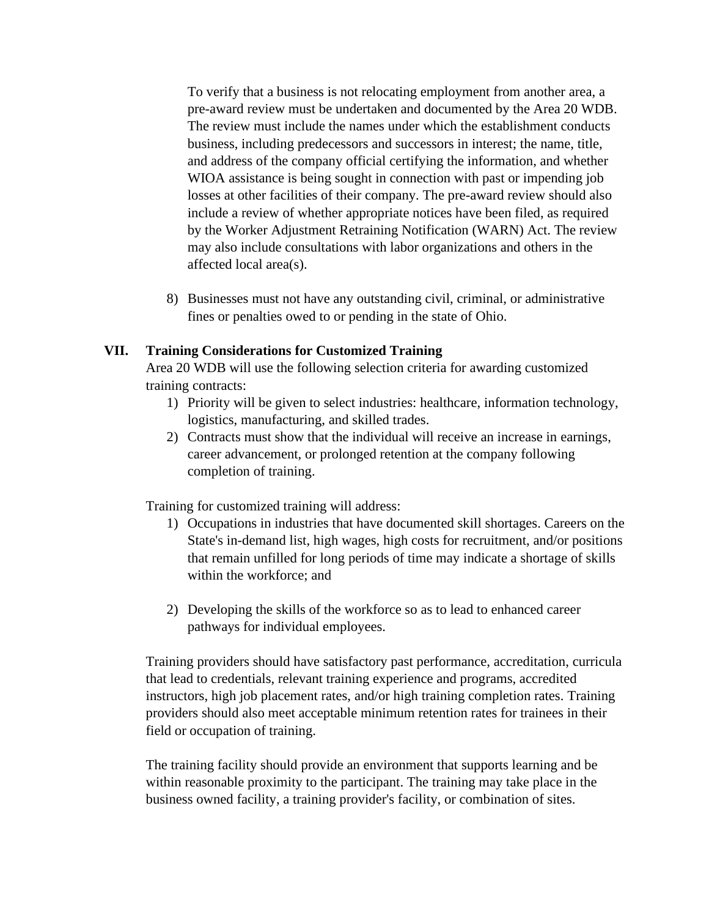To verify that a business is not relocating employment from another area, a pre-award review must be undertaken and documented by the Area 20 WDB. The review must include the names under which the establishment conducts business, including predecessors and successors in interest; the name, title, and address of the company official certifying the information, and whether WIOA assistance is being sought in connection with past or impending job losses at other facilities of their company. The pre-award review should also include a review of whether appropriate notices have been filed, as required by the Worker Adjustment Retraining Notification (WARN) Act. The review may also include consultations with labor organizations and others in the affected local area(s).

8) Businesses must not have any outstanding civil, criminal, or administrative fines or penalties owed to or pending in the state of Ohio.

## VII. Training Considerations for Customized Training

Area 20 WDB will use the following selection criteria for awarding customized training contracts:

1) Priority will be given to select industries: healthcare, information technology, logistics, manufacturing, and skilled trades.
2) Contracts must show that the individual will receive an increase in earnings, career advancement, or prolonged retention at the company following completion of training.

Training for customized training will address:

1) Occupations in industries that have documented skill shortages. Careers on the State's in-demand list, high wages, high costs for recruitment, and/or positions that remain unfilled for long periods of time may indicate a shortage of skills within the workforce; and
2) Developing the skills of the workforce so as to lead to enhanced career pathways for individual employees.

Training providers should have satisfactory past performance, accreditation, curricula that lead to credentials, relevant training experience and programs, accredited instructors, high job placement rates, and/or high training completion rates. Training providers should also meet acceptable minimum retention rates for trainees in their field or occupation of training.

The training facility should provide an environment that supports learning and be within reasonable proximity to the participant. The training may take place in the business owned facility, a training provider's facility, or combination of sites.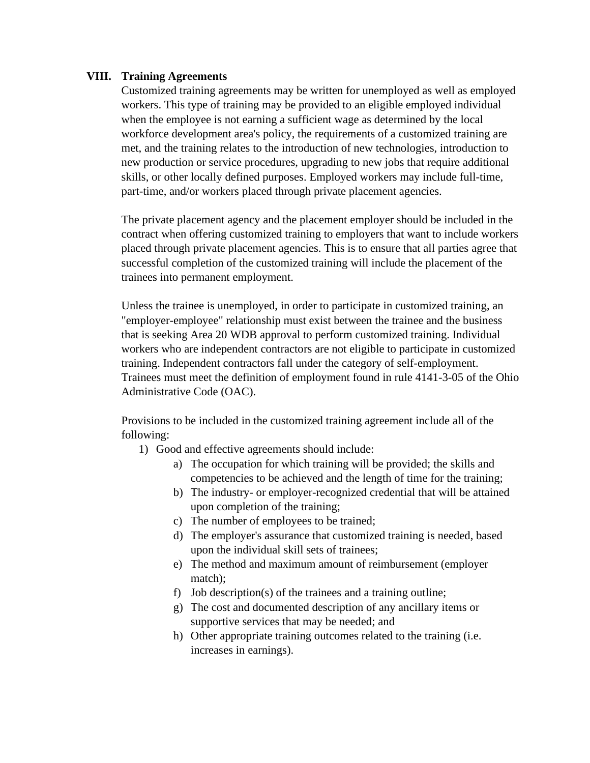## VIII. Training Agreements

Customized training agreements may be written for unemployed as well as employed workers. This type of training may be provided to an eligible employed individual when the employee is not earning a sufficient wage as determined by the local workforce development area's policy, the requirements of a customized training are met, and the training relates to the introduction of new technologies, introduction to new production or service procedures, upgrading to new jobs that require additional skills, or other locally defined purposes. Employed workers may include full-time, part-time, and/or workers placed through private placement agencies.

The private placement agency and the placement employer should be included in the contract when offering customized training to employers that want to include workers placed through private placement agencies. This is to ensure that all parties agree that successful completion of the customized training will include the placement of the trainees into permanent employment.

Unless the trainee is unemployed, in order to participate in customized training, an "employer-employee" relationship must exist between the trainee and the business that is seeking Area 20 WDB approval to perform customized training. Individual workers who are independent contractors are not eligible to participate in customized training. Independent contractors fall under the category of self-employment. Trainees must meet the definition of employment found in rule 4141-3-05 of the Ohio Administrative Code (OAC).

Provisions to be included in the customized training agreement include all of the following:

1) Good and effective agreements should include:
    a) The occupation for which training will be provided; the skills and competencies to be achieved and the length of time for the training;
    b) The industry- or employer-recognized credential that will be attained upon completion of the training;
    c) The number of employees to be trained;
    d) The employer's assurance that customized training is needed, based upon the individual skill sets of trainees;
    e) The method and maximum amount of reimbursement (employer match);
    f) Job description(s) of the trainees and a training outline;
    g) The cost and documented description of any ancillary items or supportive services that may be needed; and
    h) Other appropriate training outcomes related to the training (i.e. increases in earnings).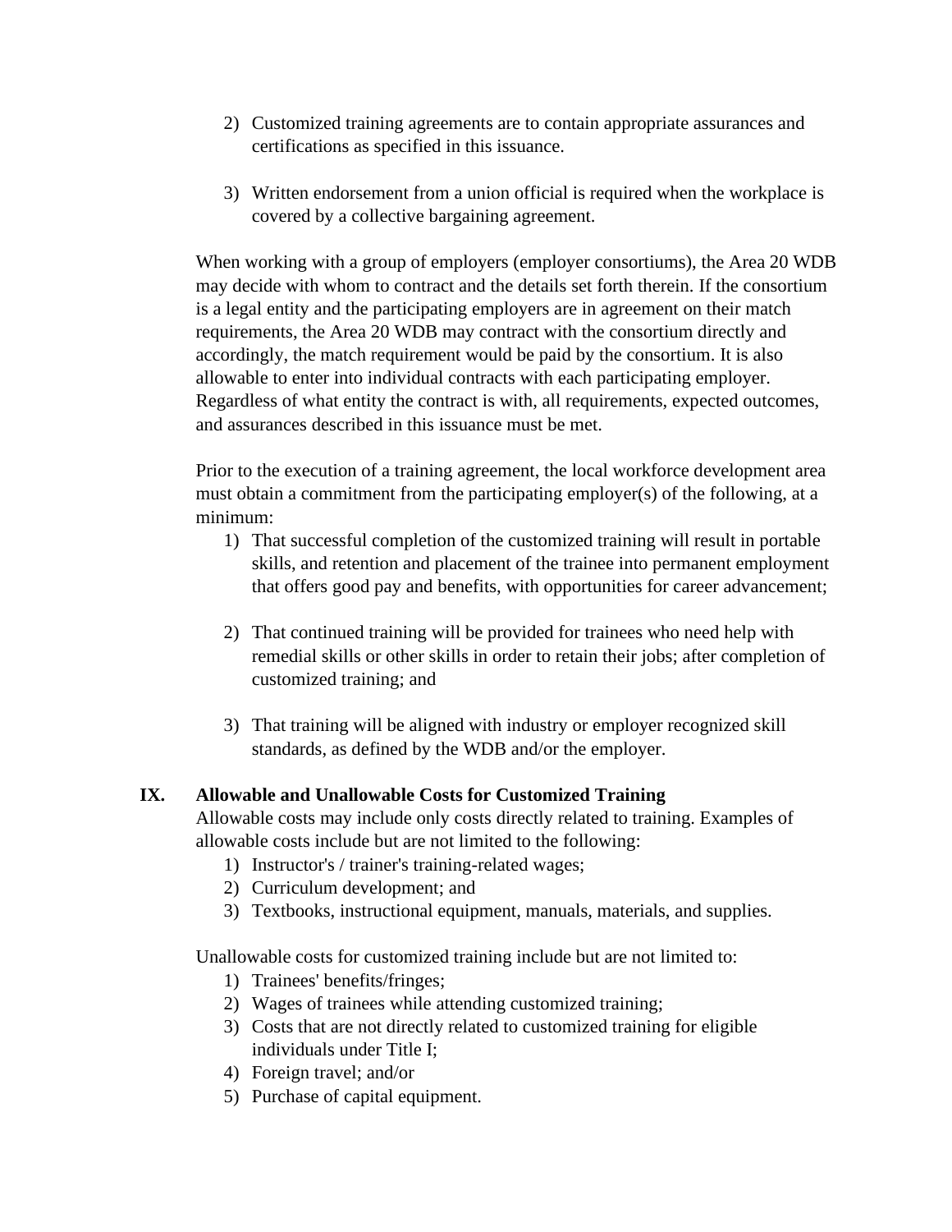2) Customized training agreements are to contain appropriate assurances and certifications as specified in this issuance.

3) Written endorsement from a union official is required when the workplace is covered by a collective bargaining agreement.

When working with a group of employers (employer consortiums), the Area 20 WDB may decide with whom to contract and the details set forth therein. If the consortium is a legal entity and the participating employers are in agreement on their match requirements, the Area 20 WDB may contract with the consortium directly and accordingly, the match requirement would be paid by the consortium. It is also allowable to enter into individual contracts with each participating employer. Regardless of what entity the contract is with, all requirements, expected outcomes, and assurances described in this issuance must be met.

Prior to the execution of a training agreement, the local workforce development area must obtain a commitment from the participating employer(s) of the following, at a minimum:

1) That successful completion of the customized training will result in portable skills, and retention and placement of the trainee into permanent employment that offers good pay and benefits, with opportunities for career advancement;

2) That continued training will be provided for trainees who need help with remedial skills or other skills in order to retain their jobs; after completion of customized training; and

3) That training will be aligned with industry or employer recognized skill standards, as defined by the WDB and/or the employer.

## IX. Allowable and Unallowable Costs for Customized Training

Allowable costs may include only costs directly related to training. Examples of allowable costs include but are not limited to the following:

1) Instructor's / trainer's training-related wages;
2) Curriculum development; and
3) Textbooks, instructional equipment, manuals, materials, and supplies.

Unallowable costs for customized training include but are not limited to:

1) Trainees' benefits/fringes;
2) Wages of trainees while attending customized training;
3) Costs that are not directly related to customized training for eligible individuals under Title I;
4) Foreign travel; and/or
5) Purchase of capital equipment.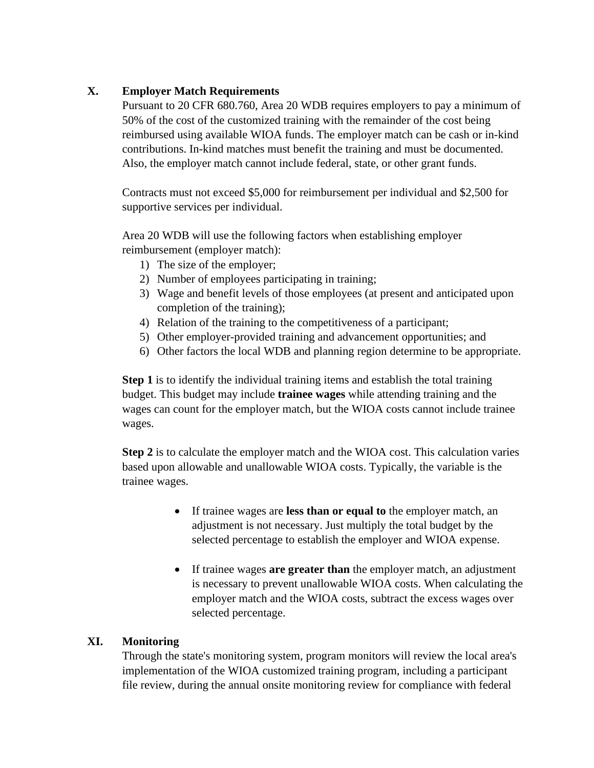## X. Employer Match Requirements

Pursuant to 20 CFR 680.760, Area 20 WDB requires employers to pay a minimum of 50% of the cost of the customized training with the remainder of the cost being reimbursed using available WIOA funds. The employer match can be cash or in-kind contributions. In-kind matches must benefit the training and must be documented. Also, the employer match cannot include federal, state, or other grant funds.

Contracts must not exceed $5,000 for reimbursement per individual and $2,500 for supportive services per individual.

Area 20 WDB will use the following factors when establishing employer reimbursement (employer match):

1) The size of the employer;
2) Number of employees participating in training;
3) Wage and benefit levels of those employees (at present and anticipated upon completion of the training);
4) Relation of the training to the competitiveness of a participant;
5) Other employer-provided training and advancement opportunities; and
6) Other factors the local WDB and planning region determine to be appropriate.

**Step 1** is to identify the individual training items and establish the total training budget. This budget may include **trainee wages** while attending training and the wages can count for the employer match, but the WIOA costs cannot include trainee wages.

**Step 2** is to calculate the employer match and the WIOA cost. This calculation varies based upon allowable and unallowable WIOA costs. Typically, the variable is the trainee wages.

- If trainee wages are **less than or equal to** the employer match, an adjustment is not necessary. Just multiply the total budget by the selected percentage to establish the employer and WIOA expense.

- If trainee wages **are greater than** the employer match, an adjustment is necessary to prevent unallowable WIOA costs. When calculating the employer match and the WIOA costs, subtract the excess wages over selected percentage.

## XI. Monitoring

Through the state's monitoring system, program monitors will review the local area's implementation of the WIOA customized training program, including a participant file review, during the annual onsite monitoring review for compliance with federal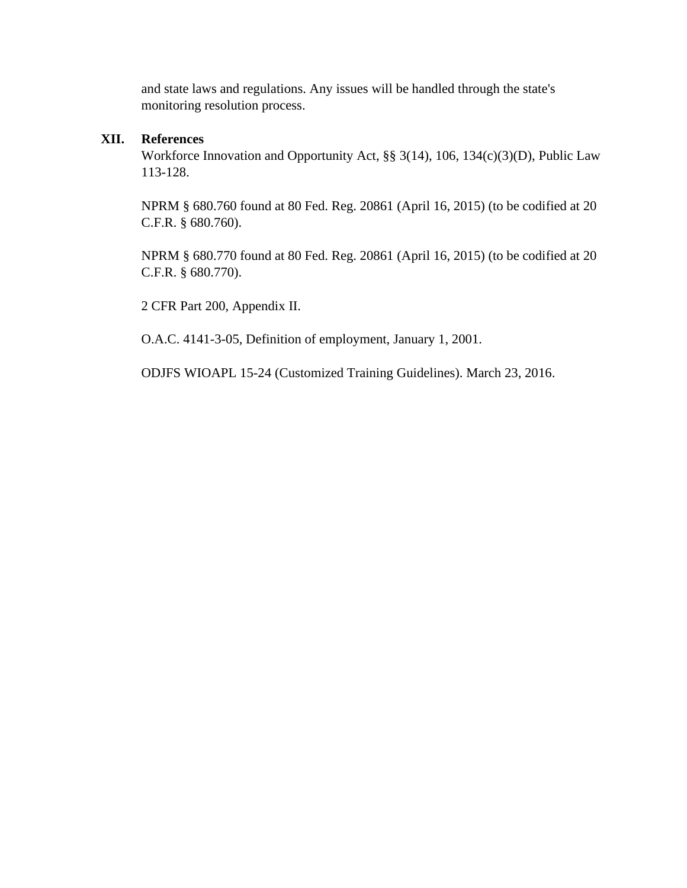and state laws and regulations. Any issues will be handled through the state's monitoring resolution process.

## XII. References

Workforce Innovation and Opportunity Act, §§ 3(14), 106, 134(c)(3)(D), Public Law 113-128.

NPRM § 680.760 found at 80 Fed. Reg. 20861 (April 16, 2015) (to be codified at 20 C.F.R. § 680.760).

NPRM § 680.770 found at 80 Fed. Reg. 20861 (April 16, 2015) (to be codified at 20 C.F.R. § 680.770).

2 CFR Part 200, Appendix II.

O.A.C. 4141-3-05, Definition of employment, January 1, 2001.

ODJFS WIOAPL 15-24 (Customized Training Guidelines). March 23, 2016.